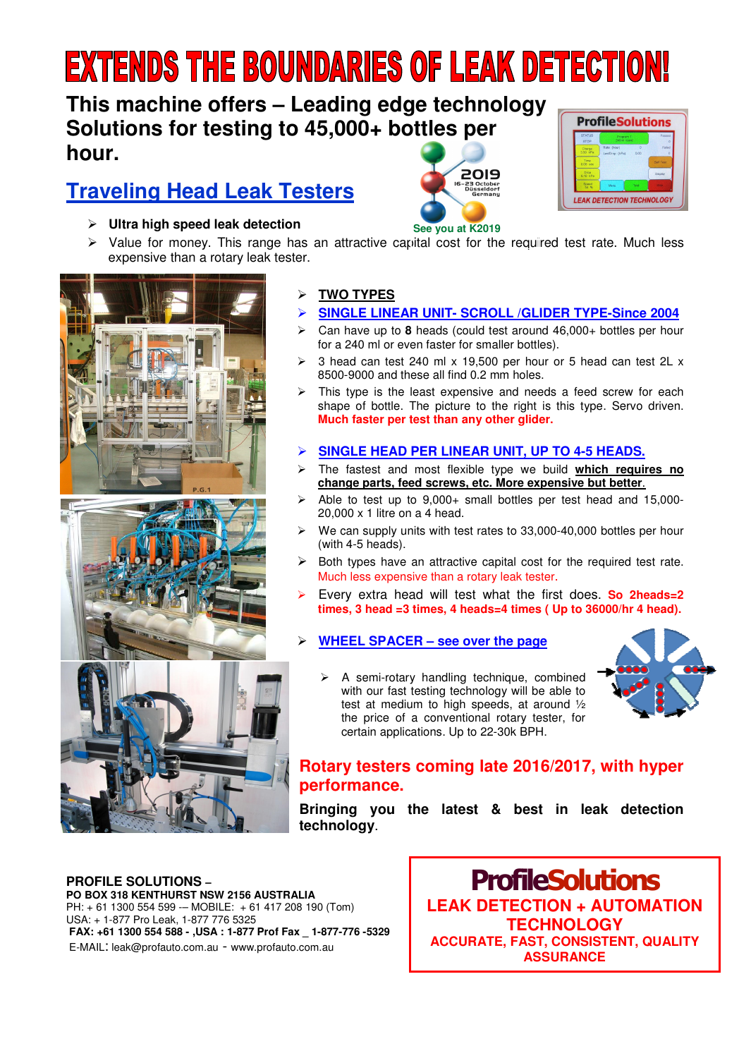# EXTENDS THE BOUNDARIES OF LEAK DETECTION!

## This machine offers – Leading edge technology Solutions for testing to 45,000+ bottles per hour.

## Traveling Head Leak Testers

See you at K2019

- **Ultra high speed leak detection**
- Value for money. This range has an attractive capital cost for the required test rate. Much less expensive than a rotary leak tester.

- **TWO TYPES**
- **SINGLE LINEAR UNIT- SCROLL /GLIDER TYPE-Since 2004**
- Can have up to **8** heads (could test around 46,000+ bottles per hour for a 240 ml or even faster for smaller bottles).
- 3 head can test 240 ml x 19,500 per hour or 5 head can test 2L x 8500-9000 and these all find 0.2 mm holes.
- This type is the least expensive and needs a feed screw for each shape of bottle. The picture to the right is this type. Servo driven. **Much faster per test than any other glider.**

- **SINGLE HEAD PER LINEAR UNIT, UP TO 4-5 HEADS.**
- The fastest and most flexible type we build **which requires no change parts, feed screws, etc. More expensive but better**.
- Able to test up to 9,000+ small bottles per test head and 15,000-20,000 x 1 litre on a 4 head.
- We can supply units with test rates to 33,000-40,000 bottles per hour (with 4-5 heads).
- Both types have an attractive capital cost for the required test rate. Much less expensive than a rotary leak tester.
- Every extra head will test what the first does. **So 2heads=2 times, 3 head =3 times, 4 heads=4 times ( Up to 36000/hr 4 head).**

- **WHEEL SPACER – see over the page**
  - A semi-rotary handling technique, combined with our fast testing technology will be able to test at medium to high speeds, at around ½ the price of a conventional rotary tester, for certain applications. Up to 22-30k BPH.

## Rotary testers coming late 2016/2017, with hyper performance.

**Bringing you the latest & best in leak detection technology.**

**PROFILE SOLUTIONS –**
**PO BOX 318 KENTHURST NSW 2156 AUSTRALIA**
PH: + 61 1300 554 599 -– MOBILE: + 61 417 208 190 (Tom)
USA: + 1-877 Pro Leak, 1-877 776 5325
**FAX: +61 1300 554 588 - ,USA : 1-877 Prof Fax _ 1-877-776 -5329**
E-MAIL: leak@profauto.com.au - www.profauto.com.au

**ProfileSolutions**
**LEAK DETECTION + AUTOMATION TECHNOLOGY**
**ACCURATE, FAST, CONSISTENT, QUALITY ASSURANCE**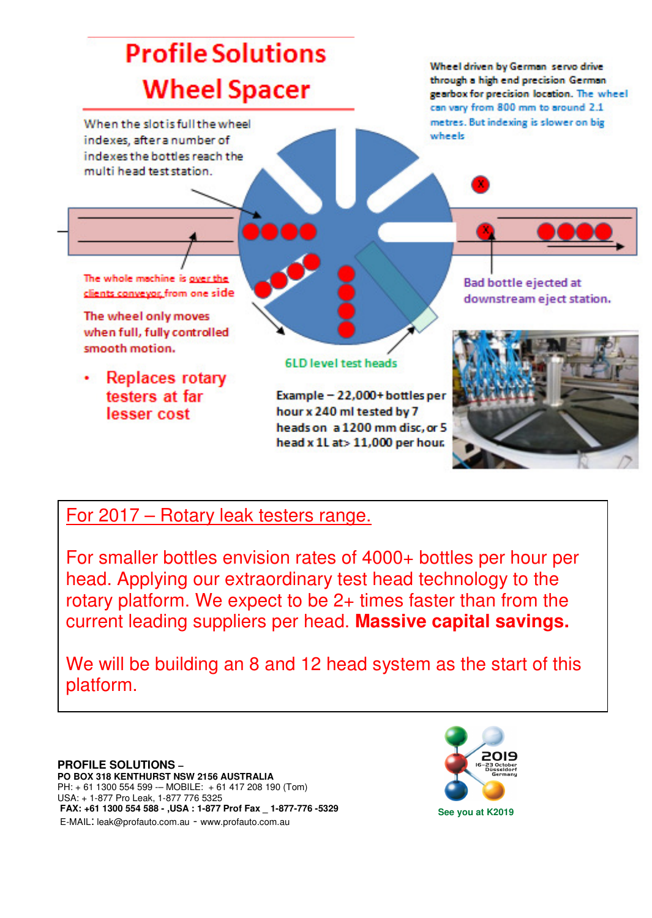# Profile Solutions Wheel Spacer

When the slot is full the wheel indexes, after a number of indexes the bottles reach the multi head test station.

Wheel driven by German servo drive through a high end precision German gearbox for precision location. The wheel can vary from 800 mm to around 2.1 metres. But indexing is slower on big wheels

The whole machine is over the clients conveyor from one side

The wheel only moves when full, fully controlled smooth motion.

- Replaces rotary testers at far lesser cost

6LD level test heads

Bad bottle ejected at downstream eject station.

Example – 22,000+ bottles per hour x 240 ml tested by 7 heads on a 1200 mm disc, or 5 head x 1L at> 11,000 per hour.

For 2017 – Rotary leak testers range.

For smaller bottles envision rates of 4000+ bottles per hour per head. Applying our extraordinary test head technology to the rotary platform. We expect to be 2+ times faster than from the current leading suppliers per head. **Massive capital savings.**

We will be building an 8 and 12 head system as the start of this platform.

**PROFILE SOLUTIONS –**
**PO BOX 318 KENTHURST NSW 2156 AUSTRALIA**
PH: + 61 1300 554 599 -- MOBILE: + 61 417 208 190 (Tom)
USA: + 1-877 Pro Leak, 1-877 776 5325
**FAX: +61 1300 554 588 - ,USA : 1-877 Prof Fax _ 1-877-776 -5329**
E-MAIL: leak@profauto.com.au - www.profauto.com.au

2019 16–23 October Düsseldorf Germany

See you at K2019